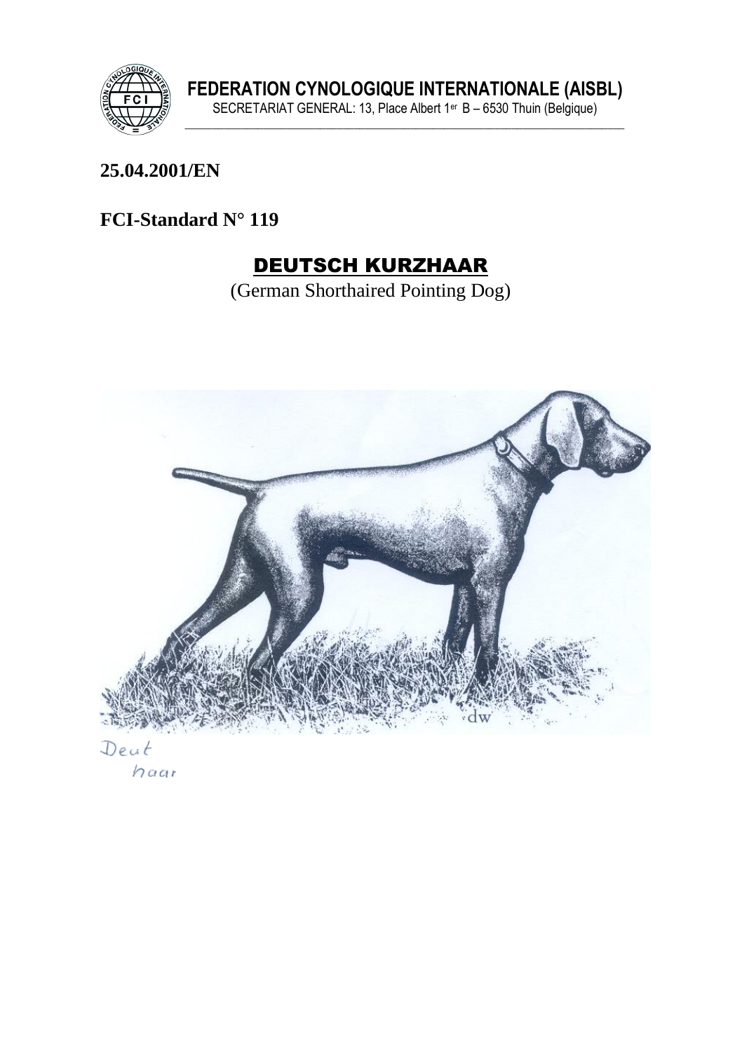**FEDERATION CYNOLOGIQUE INTERNATIONALE (AISBL)**
SECRETARIAT GENERAL: 13, Place Albert 1er B – 6530 Thuin (Belgique)

**25.04.2001/EN**

**FCI-Standard N° 119**

# DEUTSCH KURZHAAR

(German Shorthaired Pointing Dog)

Deut
haar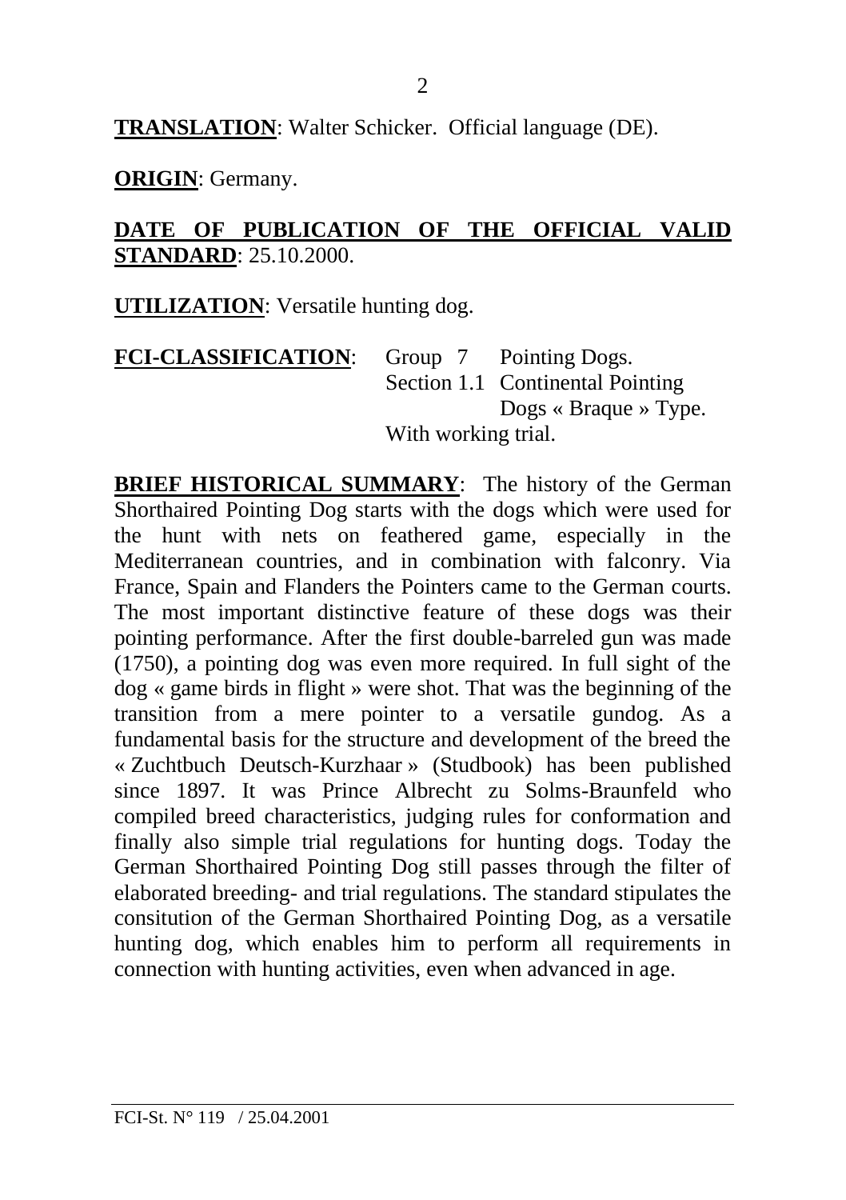**TRANSLATION**: Walter Schicker. Official language (DE).

**ORIGIN**: Germany.

**DATE OF PUBLICATION OF THE OFFICIAL VALID STANDARD**: 25.10.2000.

**UTILIZATION**: Versatile hunting dog.

**FCI-CLASSIFICATION**: Group 7 Pointing Dogs.
Section 1.1 Continental Pointing Dogs « Braque » Type.
With working trial.

**BRIEF HISTORICAL SUMMARY**: The history of the German Shorthaired Pointing Dog starts with the dogs which were used for the hunt with nets on feathered game, especially in the Mediterranean countries, and in combination with falconry. Via France, Spain and Flanders the Pointers came to the German courts. The most important distinctive feature of these dogs was their pointing performance. After the first double-barreled gun was made (1750), a pointing dog was even more required. In full sight of the dog « game birds in flight » were shot. That was the beginning of the transition from a mere pointer to a versatile gundog. As a fundamental basis for the structure and development of the breed the « Zuchtbuch Deutsch-Kurzhaar » (Studbook) has been published since 1897. It was Prince Albrecht zu Solms-Braunfeld who compiled breed characteristics, judging rules for conformation and finally also simple trial regulations for hunting dogs. Today the German Shorthaired Pointing Dog still passes through the filter of elaborated breeding- and trial regulations. The standard stipulates the consitution of the German Shorthaired Pointing Dog, as a versatile hunting dog, which enables him to perform all requirements in connection with hunting activities, even when advanced in age.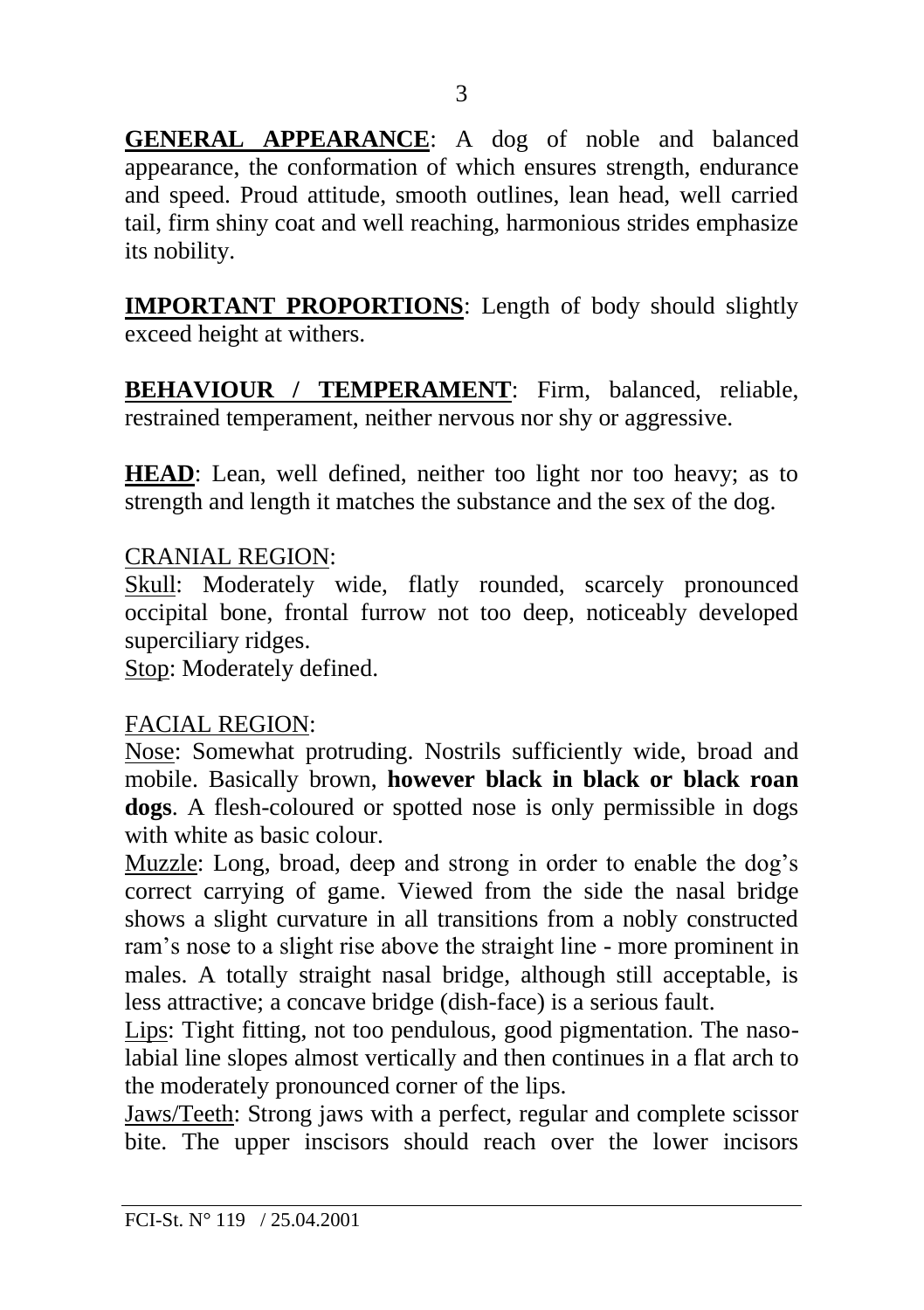**GENERAL APPEARANCE**: A dog of noble and balanced appearance, the conformation of which ensures strength, endurance and speed. Proud attitude, smooth outlines, lean head, well carried tail, firm shiny coat and well reaching, harmonious strides emphasize its nobility.

**IMPORTANT PROPORTIONS**: Length of body should slightly exceed height at withers.

**BEHAVIOUR / TEMPERAMENT**: Firm, balanced, reliable, restrained temperament, neither nervous nor shy or aggressive.

**HEAD**: Lean, well defined, neither too light nor too heavy; as to strength and length it matches the substance and the sex of the dog.

CRANIAL REGION:

Skull: Moderately wide, flatly rounded, scarcely pronounced occipital bone, frontal furrow not too deep, noticeably developed superciliary ridges.

Stop: Moderately defined.

FACIAL REGION:

Nose: Somewhat protruding. Nostrils sufficiently wide, broad and mobile. Basically brown, **however black in black or black roan dogs**. A flesh-coloured or spotted nose is only permissible in dogs with white as basic colour.

Muzzle: Long, broad, deep and strong in order to enable the dog's correct carrying of game. Viewed from the side the nasal bridge shows a slight curvature in all transitions from a nobly constructed ram's nose to a slight rise above the straight line - more prominent in males. A totally straight nasal bridge, although still acceptable, is less attractive; a concave bridge (dish-face) is a serious fault.

Lips: Tight fitting, not too pendulous, good pigmentation. The naso-labial line slopes almost vertically and then continues in a flat arch to the moderately pronounced corner of the lips.

Jaws/Teeth: Strong jaws with a perfect, regular and complete scissor bite. The upper inscisors should reach over the lower incisors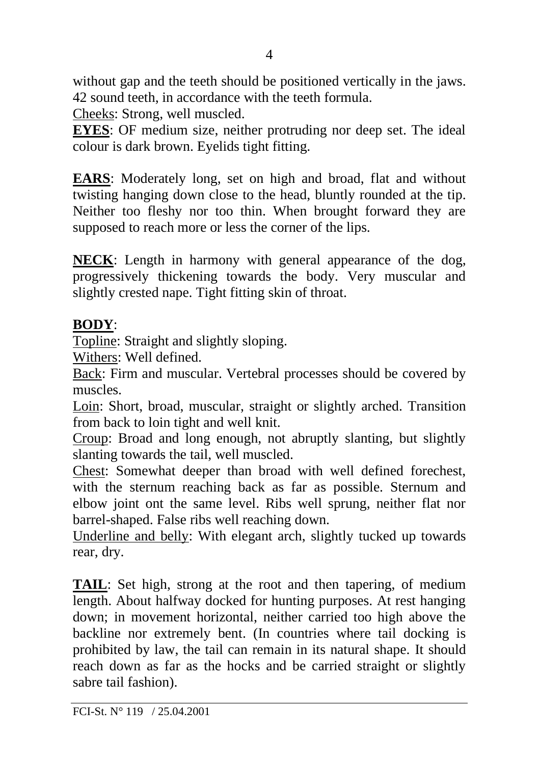without gap and the teeth should be positioned vertically in the jaws. 42 sound teeth, in accordance with the teeth formula.

Cheeks: Strong, well muscled.

**EYES**: OF medium size, neither protruding nor deep set. The ideal colour is dark brown. Eyelids tight fitting.

**EARS**: Moderately long, set on high and broad, flat and without twisting hanging down close to the head, bluntly rounded at the tip. Neither too fleshy nor too thin. When brought forward they are supposed to reach more or less the corner of the lips.

**NECK**: Length in harmony with general appearance of the dog, progressively thickening towards the body. Very muscular and slightly crested nape. Tight fitting skin of throat.

**BODY**:

Topline: Straight and slightly sloping.

Withers: Well defined.

Back: Firm and muscular. Vertebral processes should be covered by muscles.

Loin: Short, broad, muscular, straight or slightly arched. Transition from back to loin tight and well knit.

Croup: Broad and long enough, not abruptly slanting, but slightly slanting towards the tail, well muscled.

Chest: Somewhat deeper than broad with well defined forechest, with the sternum reaching back as far as possible. Sternum and elbow joint ont the same level. Ribs well sprung, neither flat nor barrel-shaped. False ribs well reaching down.

Underline and belly: With elegant arch, slightly tucked up towards rear, dry.

**TAIL**: Set high, strong at the root and then tapering, of medium length. About halfway docked for hunting purposes. At rest hanging down; in movement horizontal, neither carried too high above the backline nor extremely bent. (In countries where tail docking is prohibited by law, the tail can remain in its natural shape. It should reach down as far as the hocks and be carried straight or slightly sabre tail fashion).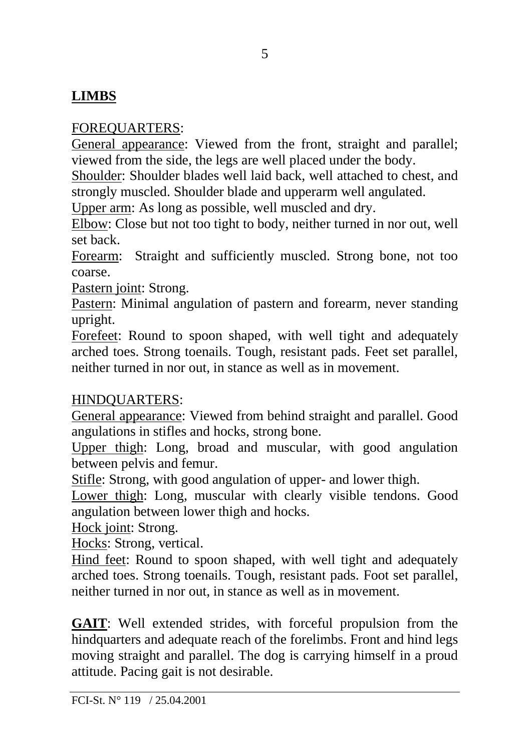## LIMBS

FOREQUARTERS:

General appearance: Viewed from the front, straight and parallel; viewed from the side, the legs are well placed under the body.

Shoulder: Shoulder blades well laid back, well attached to chest, and strongly muscled. Shoulder blade and upperarm well angulated.

Upper arm: As long as possible, well muscled and dry.

Elbow: Close but not too tight to body, neither turned in nor out, well set back.

Forearm: Straight and sufficiently muscled. Strong bone, not too coarse.

Pastern joint: Strong.

Pastern: Minimal angulation of pastern and forearm, never standing upright.

Forefeet: Round to spoon shaped, with well tight and adequately arched toes. Strong toenails. Tough, resistant pads. Feet set parallel, neither turned in nor out, in stance as well as in movement.

HINDQUARTERS:

General appearance: Viewed from behind straight and parallel. Good angulations in stifles and hocks, strong bone.

Upper thigh: Long, broad and muscular, with good angulation between pelvis and femur.

Stifle: Strong, with good angulation of upper- and lower thigh.

Lower thigh: Long, muscular with clearly visible tendons. Good angulation between lower thigh and hocks.

Hock joint: Strong.

Hocks: Strong, vertical.

Hind feet: Round to spoon shaped, with well tight and adequately arched toes. Strong toenails. Tough, resistant pads. Foot set parallel, neither turned in nor out, in stance as well as in movement.

**GAIT**: Well extended strides, with forceful propulsion from the hindquarters and adequate reach of the forelimbs. Front and hind legs moving straight and parallel. The dog is carrying himself in a proud attitude. Pacing gait is not desirable.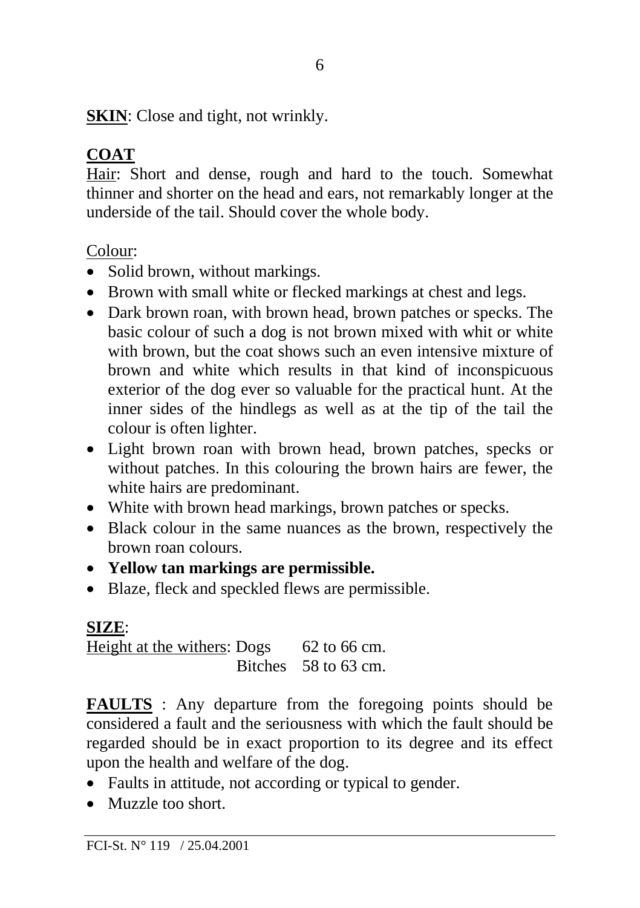**SKIN**: Close and tight, not wrinkly.

## COAT

Hair: Short and dense, rough and hard to the touch. Somewhat thinner and shorter on the head and ears, not remarkably longer at the underside of the tail. Should cover the whole body.

Colour:

- Solid brown, without markings.
- Brown with small white or flecked markings at chest and legs.
- Dark brown roan, with brown head, brown patches or specks. The basic colour of such a dog is not brown mixed with whit or white with brown, but the coat shows such an even intensive mixture of brown and white which results in that kind of inconspicuous exterior of the dog ever so valuable for the practical hunt. At the inner sides of the hindlegs as well as at the tip of the tail the colour is often lighter.
- Light brown roan with brown head, brown patches, specks or without patches. In this colouring the brown hairs are fewer, the white hairs are predominant.
- White with brown head markings, brown patches or specks.
- Black colour in the same nuances as the brown, respectively the brown roan colours.
- **Yellow tan markings are permissible.**
- Blaze, fleck and speckled flews are permissible.

## SIZE:

Height at the withers: Dogs 62 to 66 cm.
Bitches 58 to 63 cm.

**FAULTS** : Any departure from the foregoing points should be considered a fault and the seriousness with which the fault should be regarded should be in exact proportion to its degree and its effect upon the health and welfare of the dog.

- Faults in attitude, not according or typical to gender.
- Muzzle too short.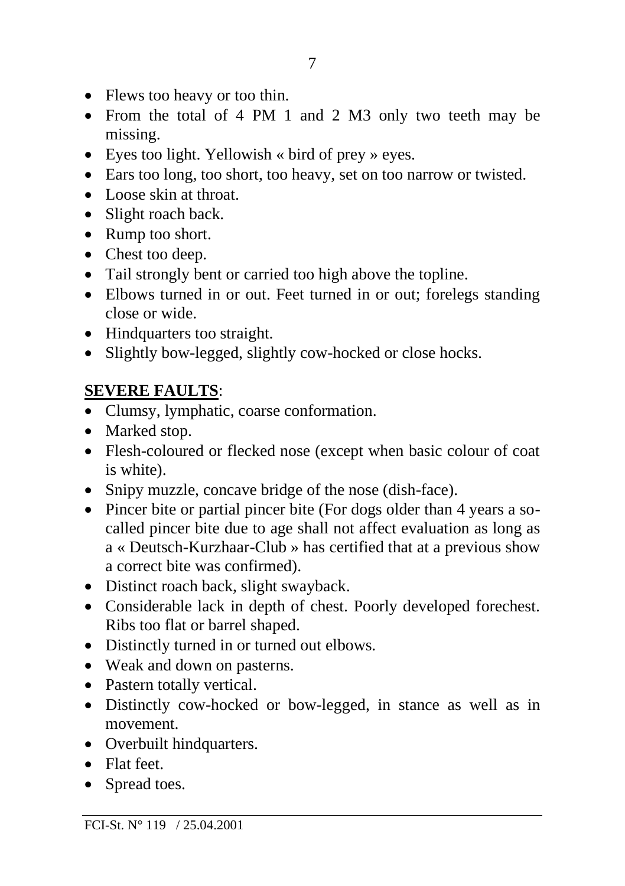- Flews too heavy or too thin.
- From the total of 4 PM 1 and 2 M3 only two teeth may be missing.
- Eyes too light. Yellowish « bird of prey » eyes.
- Ears too long, too short, too heavy, set on too narrow or twisted.
- Loose skin at throat.
- Slight roach back.
- Rump too short.
- Chest too deep.
- Tail strongly bent or carried too high above the topline.
- Elbows turned in or out. Feet turned in or out; forelegs standing close or wide.
- Hindquarters too straight.
- Slightly bow-legged, slightly cow-hocked or close hocks.

**<u>SEVERE FAULTS</u>**:

- Clumsy, lymphatic, coarse conformation.
- Marked stop.
- Flesh-coloured or flecked nose (except when basic colour of coat is white).
- Snipy muzzle, concave bridge of the nose (dish-face).
- Pincer bite or partial pincer bite (For dogs older than 4 years a so-called pincer bite due to age shall not affect evaluation as long as a « Deutsch-Kurzhaar-Club » has certified that at a previous show a correct bite was confirmed).
- Distinct roach back, slight swayback.
- Considerable lack in depth of chest. Poorly developed forechest. Ribs too flat or barrel shaped.
- Distinctly turned in or turned out elbows.
- Weak and down on pasterns.
- Pastern totally vertical.
- Distinctly cow-hocked or bow-legged, in stance as well as in movement.
- Overbuilt hindquarters.
- Flat feet.
- Spread toes.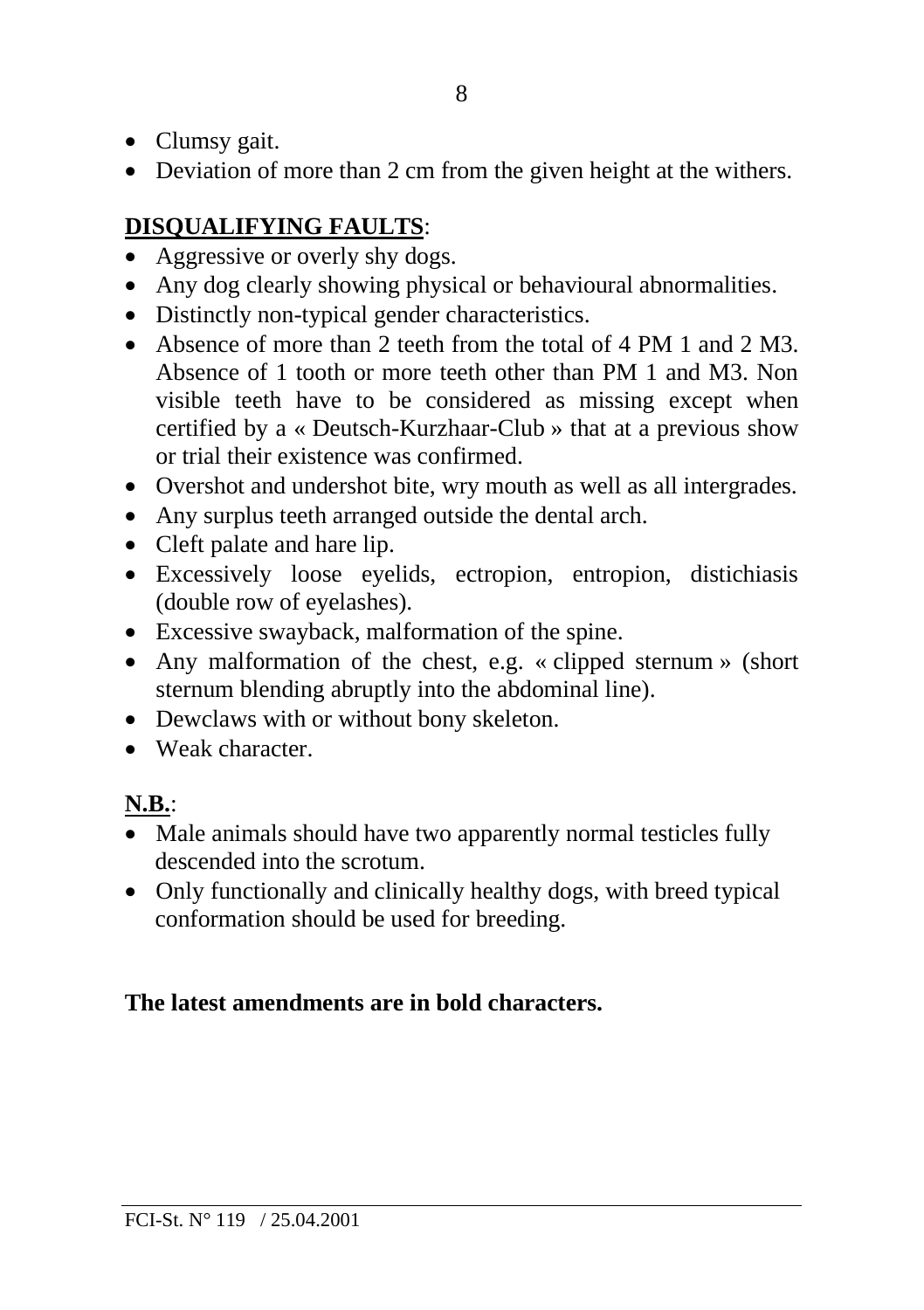- Clumsy gait.
- Deviation of more than 2 cm from the given height at the withers.

**DISQUALIFYING FAULTS**:

- Aggressive or overly shy dogs.
- Any dog clearly showing physical or behavioural abnormalities.
- Distinctly non-typical gender characteristics.
- Absence of more than 2 teeth from the total of 4 PM 1 and 2 M3. Absence of 1 tooth or more teeth other than PM 1 and M3. Non visible teeth have to be considered as missing except when certified by a « Deutsch-Kurzhaar-Club » that at a previous show or trial their existence was confirmed.
- Overshot and undershot bite, wry mouth as well as all intergrades.
- Any surplus teeth arranged outside the dental arch.
- Cleft palate and hare lip.
- Excessively loose eyelids, ectropion, entropion, distichiasis (double row of eyelashes).
- Excessive swayback, malformation of the spine.
- Any malformation of the chest, e.g. « clipped sternum » (short sternum blending abruptly into the abdominal line).
- Dewclaws with or without bony skeleton.
- Weak character.

**N.B.**:

- Male animals should have two apparently normal testicles fully descended into the scrotum.
- Only functionally and clinically healthy dogs, with breed typical conformation should be used for breeding.

**The latest amendments are in bold characters.**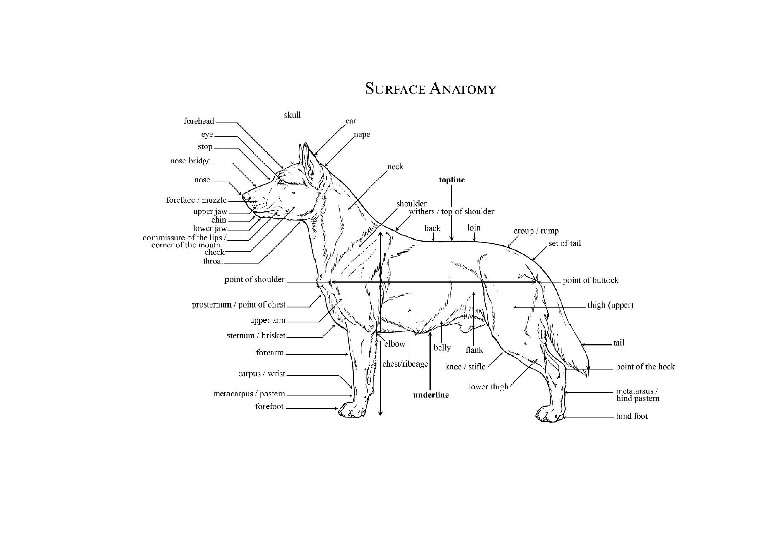# Surface Anatomy

forehead
eye
stop
nose bridge
nose
foreface / muzzle
upper jaw
chin
lower jaw
commissure of the lips / corner of the mouth
cheek
throat
skull
ear
nape
neck
shoulder
withers / top of shoulder
topline
back
loin
croup / rump
set of tail
point of shoulder
point of buttock
prosternum / point of chest
upper arm
sternum / brisket
forearm
carpus / wrist
metacarpus / pastern
forefoot
elbow
chest/ribcage
underline
belly
flank
knee / stifle
lower thigh
thigh (upper)
tail
point of the hock
metatarsus / hind pastern
hind foot